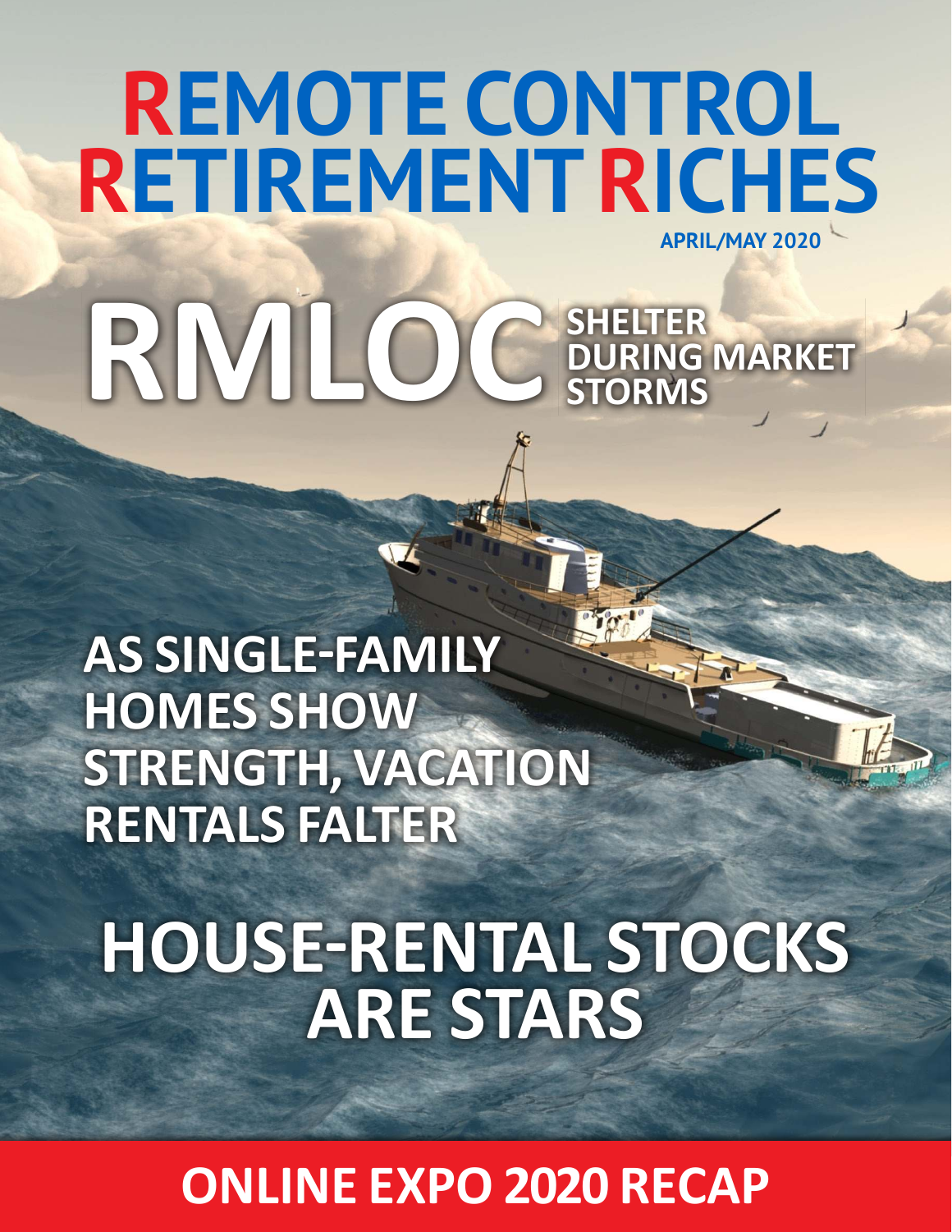# REMOTE CONTROL RETIREMENT RICHES

APRIL/MAY 2020

## RMLOC SHELTER DURING MARKET STORMS

## AS SINGLE-FAMILY HOMES SHOW STRENGTH, VACATION RENTALS FALTER

## HOUSE-RENTAL STOCKS ARE STARS

## ONLINE EXPO 2020 RECAP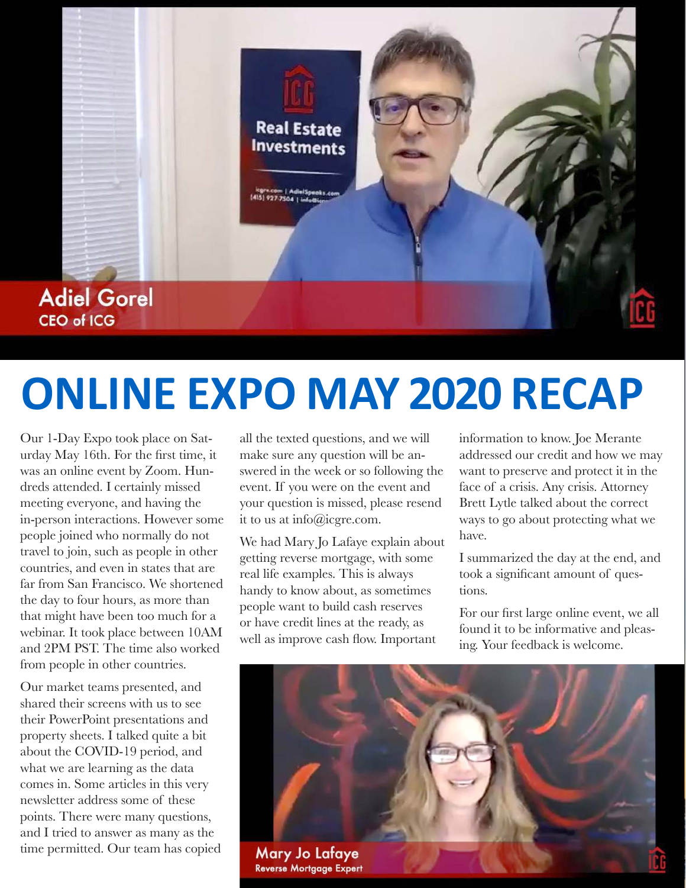Adiel Gorel
CEO of ICG

# ONLINE EXPO MAY 2020 RECAP

Our 1-Day Expo took place on Saturday May 16th. For the first time, it was an online event by Zoom. Hundreds attended. I certainly missed meeting everyone, and having the in-person interactions. However some people joined who normally do not travel to join, such as people in other countries, and even in states that are far from San Francisco. We shortened the day to four hours, as more than that might have been too much for a webinar. It took place between 10AM and 2PM PST. The time also worked from people in other countries.

Our market teams presented, and shared their screens with us to see their PowerPoint presentations and property sheets. I talked quite a bit about the COVID-19 period, and what we are learning as the data comes in. Some articles in this very newsletter address some of these points. There were many questions, and I tried to answer as many as the time permitted. Our team has copied all the texted questions, and we will make sure any question will be answered in the week or so following the event. If you were on the event and your question is missed, please resend it to us at info@icgre.com.

We had Mary Jo Lafaye explain about getting reverse mortgage, with some real life examples. This is always handy to know about, as sometimes people want to build cash reserves or have credit lines at the ready, as well as improve cash flow. Important information to know. Joe Merante addressed our credit and how we may want to preserve and protect it in the face of a crisis. Any crisis. Attorney Brett Lytle talked about the correct ways to go about protecting what we have.

I summarized the day at the end, and took a significant amount of questions.

For our first large online event, we all found it to be informative and pleasing. Your feedback is welcome.

Mary Jo Lafaye
Reverse Mortgage Expert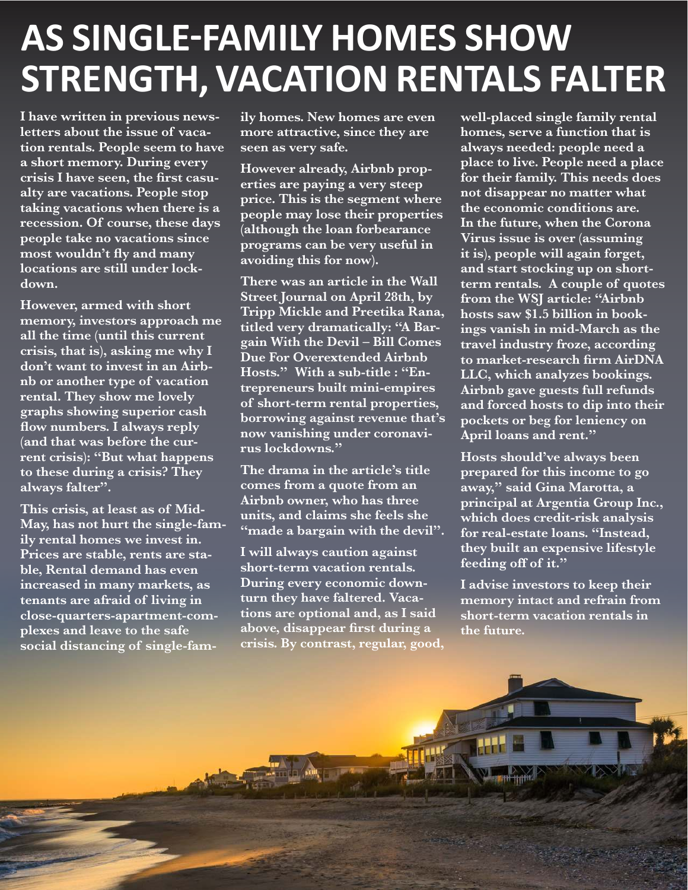# AS SINGLE-FAMILY HOMES SHOW STRENGTH, VACATION RENTALS FALTER

**I have written in previous newsletters about the issue of vacation rentals. People seem to have a short memory. During every crisis I have seen, the first casualty are vacations. People stop taking vacations when there is a recession. Of course, these days people take no vacations since most wouldn't fly and many locations are still under lockdown.**

**However, armed with short memory, investors approach me all the time (until this current crisis, that is), asking me why I don't want to invest in an Airbnb or another type of vacation rental. They show me lovely graphs showing superior cash flow numbers. I always reply (and that was before the current crisis): "But what happens to these during a crisis? They always falter".**

**This crisis, at least as of Mid-May, has not hurt the single-family rental homes we invest in. Prices are stable, rents are stable, Rental demand has even increased in many markets, as tenants are afraid of living in close-quarters-apartment-complexes and leave to the safe social distancing of single-family homes. New homes are even more attractive, since they are seen as very safe.**

**However already, Airbnb properties are paying a very steep price. This is the segment where people may lose their properties (although the loan forbearance programs can be very useful in avoiding this for now).**

**There was an article in the Wall Street Journal on April 28th, by Tripp Mickle and Preetika Rana, titled very dramatically: "A Bargain With the Devil – Bill Comes Due For Overextended Airbnb Hosts." With a sub-title : "Entrepreneurs built mini-empires of short-term rental properties, borrowing against revenue that's now vanishing under coronavirus lockdowns."**

**The drama in the article's title comes from a quote from an Airbnb owner, who has three units, and claims she feels she "made a bargain with the devil".**

**I will always caution against short-term vacation rentals. During every economic downturn they have faltered. Vacations are optional and, as I said above, disappear first during a crisis. By contrast, regular, good, well-placed single family rental homes, serve a function that is always needed: people need a place to live. People need a place for their family. This needs does not disappear no matter what the economic conditions are. In the future, when the Corona Virus issue is over (assuming it is), people will again forget, and start stocking up on short-term rentals. A couple of quotes from the WSJ article: "Airbnb hosts saw $1.5 billion in bookings vanish in mid-March as the travel industry froze, according to market-research firm AirDNA LLC, which analyzes bookings. Airbnb gave guests full refunds and forced hosts to dip into their pockets or beg for leniency on April loans and rent."**

**Hosts should've always been prepared for this income to go away," said Gina Marotta, a principal at Argentia Group Inc., which does credit-risk analysis for real-estate loans. "Instead, they built an expensive lifestyle feeding off of it."**

**I advise investors to keep their memory intact and refrain from short-term vacation rentals in the future.**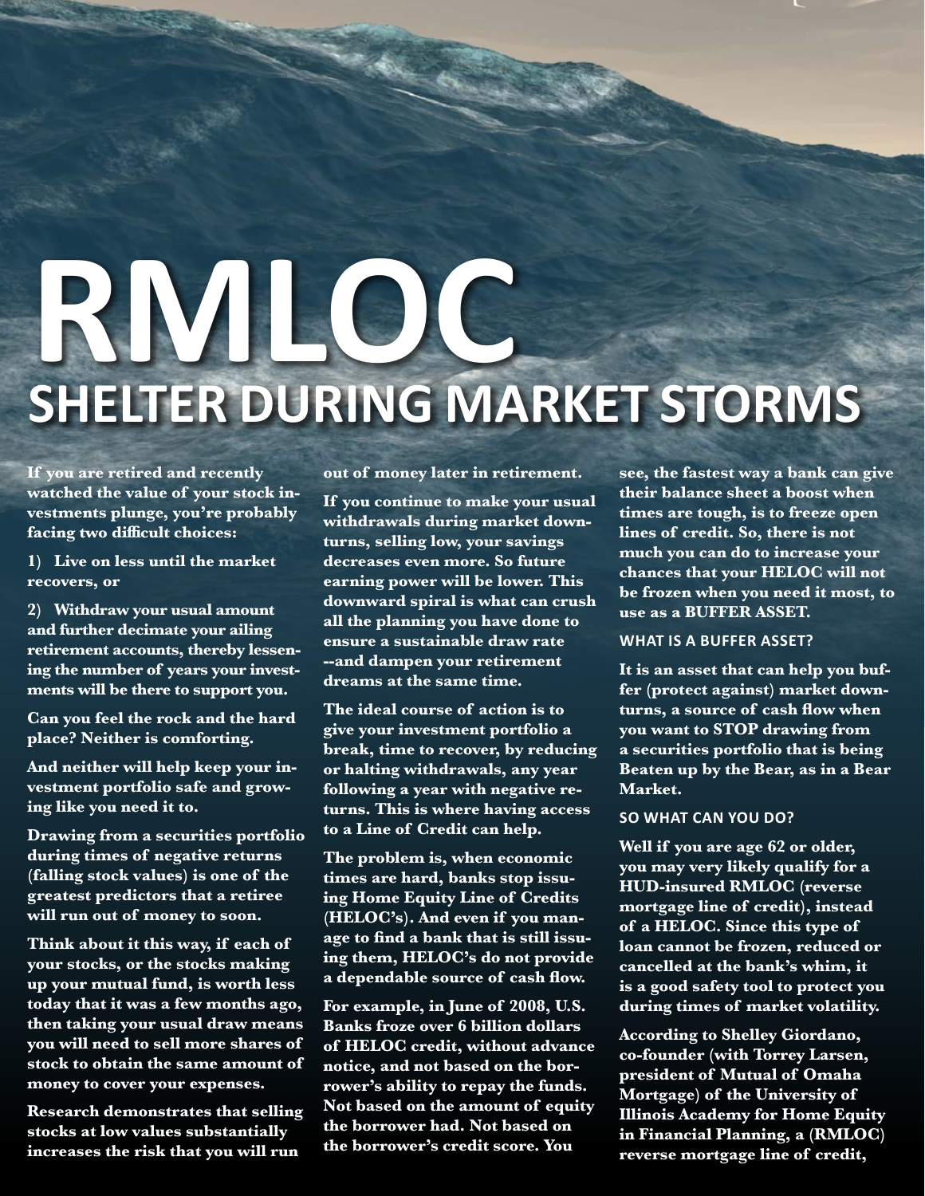# RMLOC

## SHELTER DURING MARKET STORMS

**If you are retired and recently watched the value of your stock investments plunge, you're probably facing two difficult choices:**

**1) Live on less until the market recovers, or**

**2) Withdraw your usual amount and further decimate your ailing retirement accounts, thereby lessening the number of years your investments will be there to support you.**

**Can you feel the rock and the hard place? Neither is comforting.**

**And neither will help keep your investment portfolio safe and growing like you need it to.**

**Drawing from a securities portfolio during times of negative returns (falling stock values) is one of the greatest predictors that a retiree will run out of money to soon.**

**Think about it this way, if each of your stocks, or the stocks making up your mutual fund, is worth less today that it was a few months ago, then taking your usual draw means you will need to sell more shares of stock to obtain the same amount of money to cover your expenses.**

**Research demonstrates that selling stocks at low values substantially increases the risk that you will run out of money later in retirement.**

**If you continue to make your usual withdrawals during market downturns, selling low, your savings decreases even more. So future earning power will be lower. This downward spiral is what can crush all the planning you have done to ensure a sustainable draw rate --and dampen your retirement dreams at the same time.**

**The ideal course of action is to give your investment portfolio a break, time to recover, by reducing or halting withdrawals, any year following a year with negative returns. This is where having access to a Line of Credit can help.**

**The problem is, when economic times are hard, banks stop issuing Home Equity Line of Credits (HELOC's). And even if you manage to find a bank that is still issuing them, HELOC's do not provide a dependable source of cash flow.**

**For example, in June of 2008, U.S. Banks froze over 6 billion dollars of HELOC credit, without advance notice, and not based on the borrower's ability to repay the funds. Not based on the amount of equity the borrower had. Not based on the borrower's credit score. You see, the fastest way a bank can give their balance sheet a boost when times are tough, is to freeze open lines of credit. So, there is not much you can do to increase your chances that your HELOC will not be frozen when you need it most, to use as a BUFFER ASSET.**

### WHAT IS A BUFFER ASSET?

**It is an asset that can help you buffer (protect against) market downturns, a source of cash flow when you want to STOP drawing from a securities portfolio that is being Beaten up by the Bear, as in a Bear Market.**

### SO WHAT CAN YOU DO?

**Well if you are age 62 or older, you may very likely qualify for a HUD-insured RMLOC (reverse mortgage line of credit), instead of a HELOC. Since this type of loan cannot be frozen, reduced or cancelled at the bank's whim, it is a good safety tool to protect you during times of market volatility.**

**According to Shelley Giordano, co-founder (with Torrey Larsen, president of Mutual of Omaha Mortgage) of the University of Illinois Academy for Home Equity in Financial Planning, a (RMLOC) reverse mortgage line of credit,**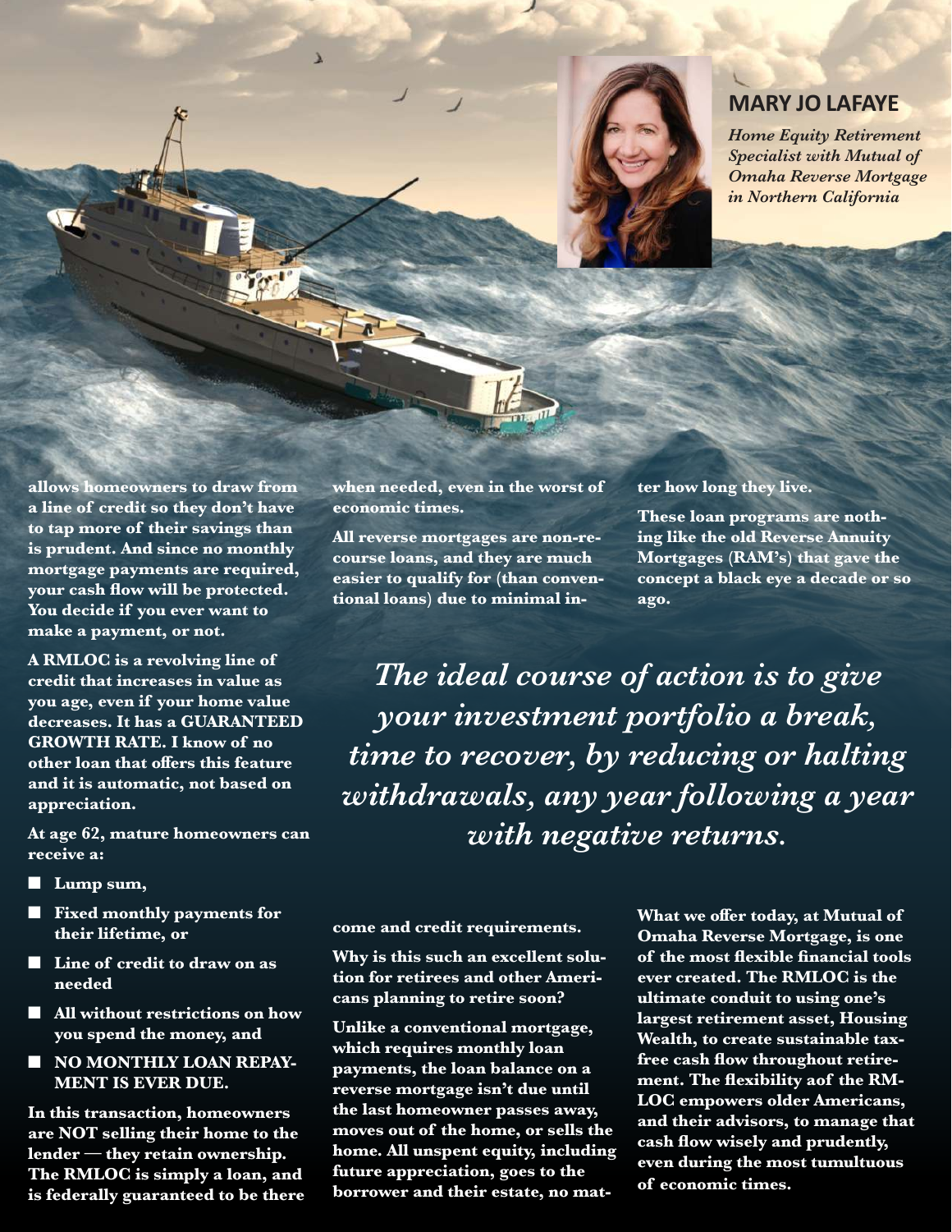## MARY JO LAFAYE

*Home Equity Retirement Specialist with Mutual of Omaha Reverse Mortgage in Northern California*

**allows homeowners to draw from a line of credit so they don't have to tap more of their savings than is prudent. And since no monthly mortgage payments are required, your cash flow will be protected. You decide if you ever want to make a payment, or not.**

**A RMLOC is a revolving line of credit that increases in value as you age, even if your home value decreases. It has a GUARANTEED GROWTH RATE. I know of no other loan that offers this feature and it is automatic, not based on appreciation.**

**At age 62, mature homeowners can receive a:**

- **Lump sum,**
- **Fixed monthly payments for their lifetime, or**
- **Line of credit to draw on as needed**
- **All without restrictions on how you spend the money, and**
- **NO MONTHLY LOAN REPAYMENT IS EVER DUE.**

**In this transaction, homeowners are NOT selling their home to the lender — they retain ownership. The RMLOC is simply a loan, and is federally guaranteed to be there when needed, even in the worst of economic times.**

**All reverse mortgages are non-recourse loans, and they are much easier to qualify for (than conventional loans) due to minimal income and credit requirements.**

**Why is this such an excellent solution for retirees and other Americans planning to retire soon?**

**Unlike a conventional mortgage, which requires monthly loan payments, the loan balance on a reverse mortgage isn't due until the last homeowner passes away, moves out of the home, or sells the home. All unspent equity, including future appreciation, goes to the borrower and their estate, no matter how long they live.**

**These loan programs are nothing like the old Reverse Annuity Mortgages (RAM's) that gave the concept a black eye a decade or so ago.**

> ***The ideal course of action is to give your investment portfolio a break, time to recover, by reducing or halting withdrawals, any year following a year with negative returns.***

**What we offer today, at Mutual of Omaha Reverse Mortgage, is one of the most flexible financial tools ever created. The RMLOC is the ultimate conduit to using one's largest retirement asset, Housing Wealth, to create sustainable tax-free cash flow throughout retirement. The flexibility aof the RMLOC empowers older Americans, and their advisors, to manage that cash flow wisely and prudently, even during the most tumultuous of economic times.**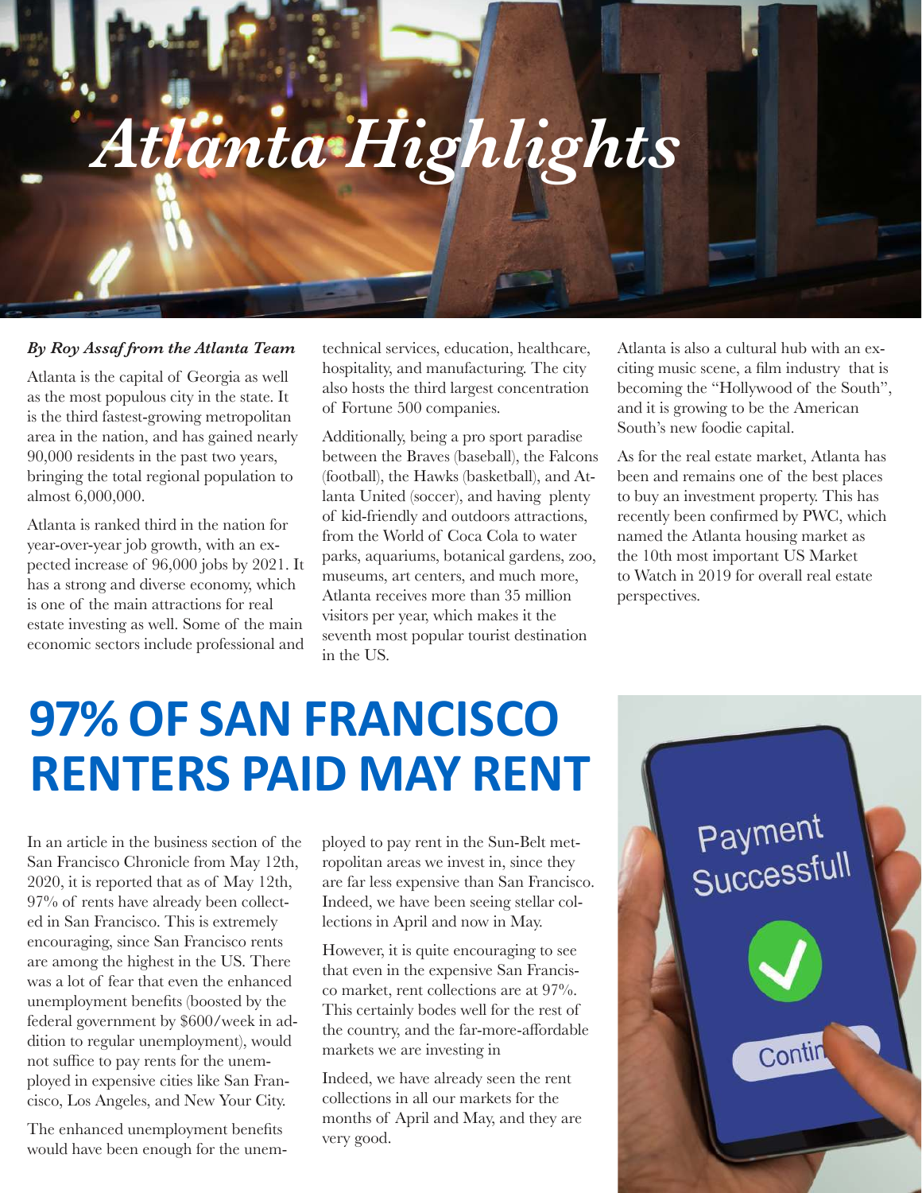# Atlanta Highlights

*By Roy Assaf from the Atlanta Team*

Atlanta is the capital of Georgia as well as the most populous city in the state. It is the third fastest-growing metropolitan area in the nation, and has gained nearly 90,000 residents in the past two years, bringing the total regional population to almost 6,000,000.

Atlanta is ranked third in the nation for year-over-year job growth, with an expected increase of 96,000 jobs by 2021. It has a strong and diverse economy, which is one of the main attractions for real estate investing as well. Some of the main economic sectors include professional and technical services, education, healthcare, hospitality, and manufacturing. The city also hosts the third largest concentration of Fortune 500 companies.

Additionally, being a pro sport paradise between the Braves (baseball), the Falcons (football), the Hawks (basketball), and Atlanta United (soccer), and having plenty of kid-friendly and outdoors attractions, from the World of Coca Cola to water parks, aquariums, botanical gardens, zoo, museums, art centers, and much more, Atlanta receives more than 35 million visitors per year, which makes it the seventh most popular tourist destination in the US.

Atlanta is also a cultural hub with an exciting music scene, a film industry that is becoming the "Hollywood of the South", and it is growing to be the American South's new foodie capital.

As for the real estate market, Atlanta has been and remains one of the best places to buy an investment property. This has recently been confirmed by PWC, which named the Atlanta housing market as the 10th most important US Market to Watch in 2019 for overall real estate perspectives.

# 97% OF SAN FRANCISCO RENTERS PAID MAY RENT

In an article in the business section of the San Francisco Chronicle from May 12th, 2020, it is reported that as of May 12th, 97% of rents have already been collected in San Francisco. This is extremely encouraging, since San Francisco rents are among the highest in the US. There was a lot of fear that even the enhanced unemployment benefits (boosted by the federal government by $600/week in addition to regular unemployment), would not suffice to pay rents for the unemployed in expensive cities like San Francisco, Los Angeles, and New Your City.

The enhanced unemployment benefits would have been enough for the unemployed to pay rent in the Sun-Belt metropolitan areas we invest in, since they are far less expensive than San Francisco. Indeed, we have been seeing stellar collections in April and now in May.

However, it is quite encouraging to see that even in the expensive San Francisco market, rent collections are at 97%. This certainly bodes well for the rest of the country, and the far-more-affordable markets we are investing in

Indeed, we have already seen the rent collections in all our markets for the months of April and May, and they are very good.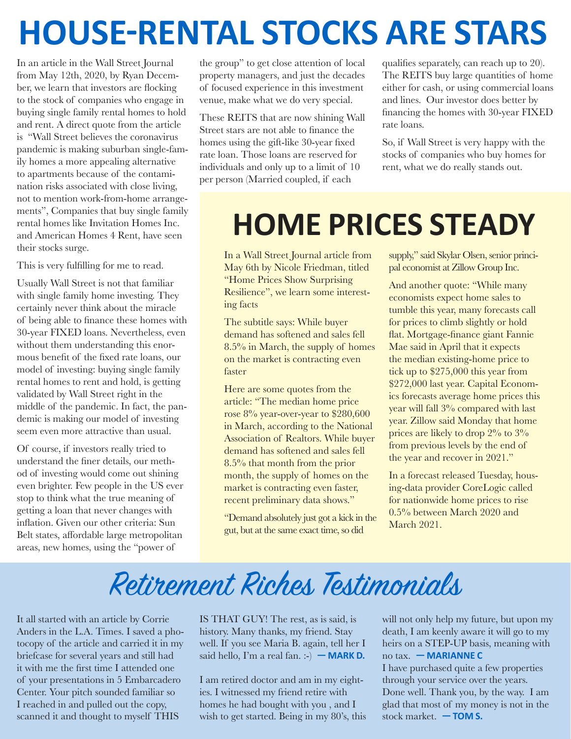# HOUSE-RENTAL STOCKS ARE STARS

In an article in the Wall Street Journal from May 12th, 2020, by Ryan December, we learn that investors are flocking to the stock of companies who engage in buying single family rental homes to hold and rent. A direct quote from the article is "Wall Street believes the coronavirus pandemic is making suburban single-family homes a more appealing alternative to apartments because of the contamination risks associated with close living, not to mention work-from-home arrangements", Companies that buy single family rental homes like Invitation Homes Inc. and American Homes 4 Rent, have seen their stocks surge.

This is very fulfilling for me to read.

Usually Wall Street is not that familiar with single family home investing. They certainly never think about the miracle of being able to finance these homes with 30-year FIXED loans. Nevertheless, even without them understanding this enormous benefit of the fixed rate loans, our model of investing: buying single family rental homes to rent and hold, is getting validated by Wall Street right in the middle of the pandemic. In fact, the pandemic is making our model of investing seem even more attractive than usual.

Of course, if investors really tried to understand the finer details, our method of investing would come out shining even brighter. Few people in the US ever stop to think what the true meaning of getting a loan that never changes with inflation. Given our other criteria: Sun Belt states, affordable large metropolitan areas, new homes, using the "power of the group" to get close attention of local property managers, and just the decades of focused experience in this investment venue, make what we do very special.

These REITS that are now shining Wall Street stars are not able to finance the homes using the gift-like 30-year fixed rate loan. Those loans are reserved for individuals and only up to a limit of 10 per person (Married coupled, if each qualifies separately, can reach up to 20). The REITS buy large quantities of home either for cash, or using commercial loans and lines. Our investor does better by financing the homes with 30-year FIXED rate loans.

So, if Wall Street is very happy with the stocks of companies who buy homes for rent, what we do really stands out.

# HOME PRICES STEADY

In a Wall Street Journal article from May 6th by Nicole Friedman, titled "Home Prices Show Surprising Resilience", we learn some interesting facts

The subtitle says: While buyer demand has softened and sales fell 8.5% in March, the supply of homes on the market is contracting even faster

Here are some quotes from the article: "The median home price rose 8% year-over-year to $280,600 in March, according to the National Association of Realtors. While buyer demand has softened and sales fell 8.5% that month from the prior month, the supply of homes on the market is contracting even faster, recent preliminary data shows."

"Demand absolutely just got a kick in the gut, but at the same exact time, so did supply," said Skylar Olsen, senior principal economist at Zillow Group Inc.

And another quote: "While many economists expect home sales to tumble this year, many forecasts call for prices to climb slightly or hold flat. Mortgage-finance giant Fannie Mae said in April that it expects the median existing-home price to tick up to $275,000 this year from $272,000 last year. Capital Economics forecasts average home prices this year will fall 3% compared with last year. Zillow said Monday that home prices are likely to drop 2% to 3% from previous levels by the end of the year and recover in 2021."

In a forecast released Tuesday, housing-data provider CoreLogic called for nationwide home prices to rise 0.5% between March 2020 and March 2021.

# Retirement Riches Testimonials

It all started with an article by Corrie Anders in the L.A. Times. I saved a photocopy of the article and carried it in my briefcase for several years and still had it with me the first time I attended one of your presentations in 5 Embarcadero Center. Your pitch sounded familiar so I reached in and pulled out the copy, scanned it and thought to myself THIS IS THAT GUY! The rest, as is said, is history. Many thanks, my friend. Stay well. If you see Maria B. again, tell her I said hello, I'm a real fan. :-) **— MARK D.**

I am retired doctor and am in my eighties. I witnessed my friend retire with homes he had bought with you , and I wish to get started. Being in my 80's, this will not only help my future, but upon my death, I am keenly aware it will go to my heirs on a STEP-UP basis, meaning with no tax. **— MARIANNE C**

I have purchased quite a few properties through your service over the years. Done well. Thank you, by the way. I am glad that most of my money is not in the stock market. **— TOM S.**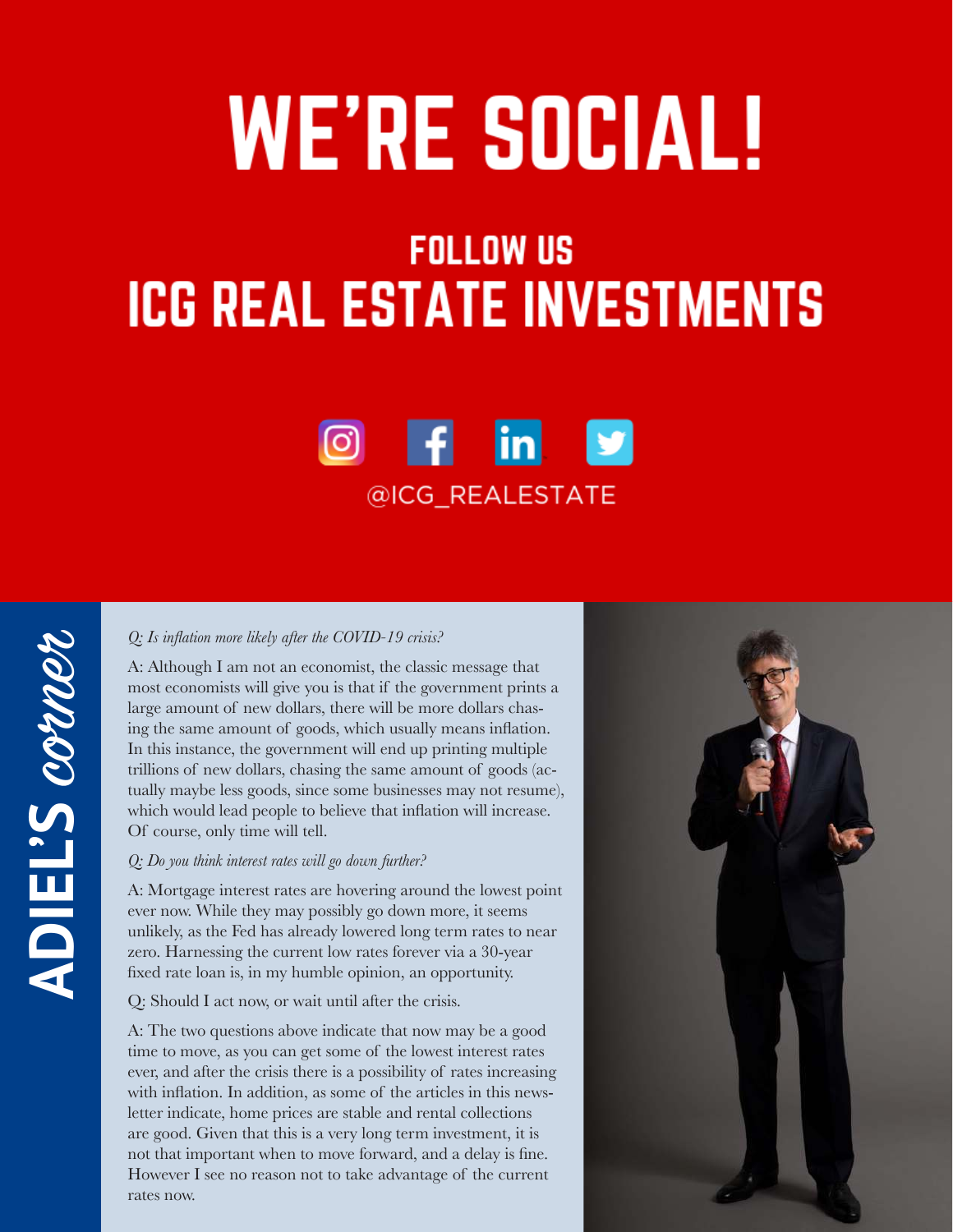# WE'RE SOCIAL!

## FOLLOW US
## ICG REAL ESTATE INVESTMENTS

@ICG_REALESTATE

## ADIEL'S *corner*

*Q: Is inflation more likely after the COVID-19 crisis?*

A: Although I am not an economist, the classic message that most economists will give you is that if the government prints a large amount of new dollars, there will be more dollars chasing the same amount of goods, which usually means inflation. In this instance, the government will end up printing multiple trillions of new dollars, chasing the same amount of goods (actually maybe less goods, since some businesses may not resume), which would lead people to believe that inflation will increase. Of course, only time will tell.

*Q: Do you think interest rates will go down further?*

A: Mortgage interest rates are hovering around the lowest point ever now. While they may possibly go down more, it seems unlikely, as the Fed has already lowered long term rates to near zero. Harnessing the current low rates forever via a 30-year fixed rate loan is, in my humble opinion, an opportunity.

Q: Should I act now, or wait until after the crisis.

A: The two questions above indicate that now may be a good time to move, as you can get some of the lowest interest rates ever, and after the crisis there is a possibility of rates increasing with inflation. In addition, as some of the articles in this newsletter indicate, home prices are stable and rental collections are good. Given that this is a very long term investment, it is not that important when to move forward, and a delay is fine. However I see no reason not to take advantage of the current rates now.